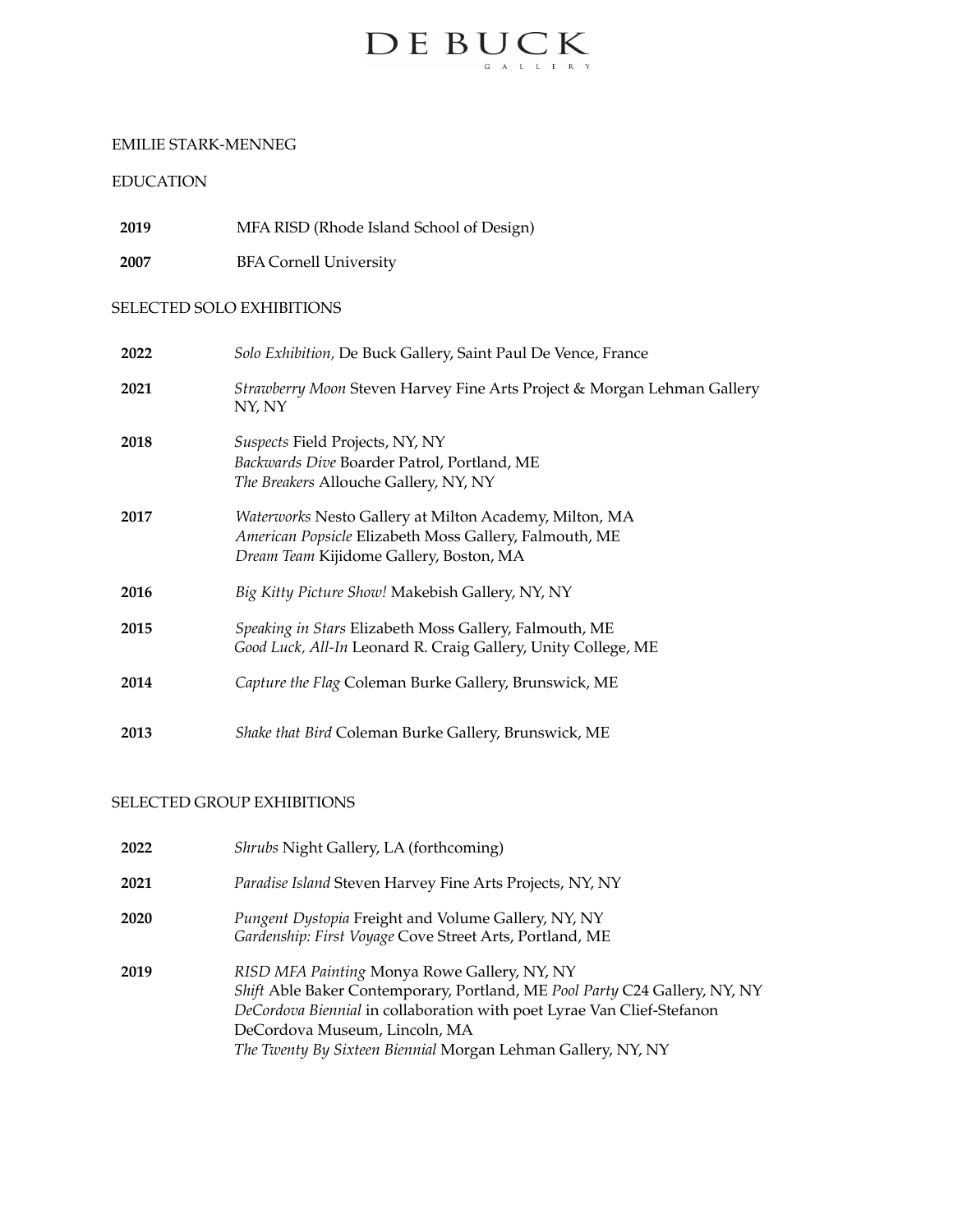# DE BUCK GALLERY

EMILIE STARK-MENNEG

## EDUCATION

**2019** MFA RISD (Rhode Island School of Design)

**2007** BFA Cornell University

## SELECTED SOLO EXHIBITIONS

**2022** *Solo Exhibition,* De Buck Gallery, Saint Paul De Vence, France

**2021** *Strawberry Moon* Steven Harvey Fine Arts Project & Morgan Lehman Gallery NY, NY

**2018** *Suspects* Field Projects, NY, NY
*Backwards Dive* Boarder Patrol, Portland, ME
*The Breakers* Allouche Gallery, NY, NY

**2017** *Waterworks* Nesto Gallery at Milton Academy, Milton, MA
*American Popsicle* Elizabeth Moss Gallery, Falmouth, ME
*Dream Team* Kijidome Gallery, Boston, MA

**2016** *Big Kitty Picture Show!* Makebish Gallery, NY, NY

**2015** *Speaking in Stars* Elizabeth Moss Gallery, Falmouth, ME
*Good Luck, All-In* Leonard R. Craig Gallery, Unity College, ME

**2014** *Capture the Flag* Coleman Burke Gallery, Brunswick, ME

**2013** *Shake that Bird* Coleman Burke Gallery, Brunswick, ME

## SELECTED GROUP EXHIBITIONS

**2022** *Shrubs* Night Gallery, LA (forthcoming)

**2021** *Paradise Island* Steven Harvey Fine Arts Projects, NY, NY

**2020** *Pungent Dystopia* Freight and Volume Gallery, NY, NY
*Gardenship: First Voyage* Cove Street Arts, Portland, ME

**2019** *RISD MFA Painting* Monya Rowe Gallery, NY, NY
*Shift* Able Baker Contemporary, Portland, ME *Pool Party* C24 Gallery, NY, NY
*DeCordova Biennial* in collaboration with poet Lyrae Van Clief-Stefanon DeCordova Museum, Lincoln, MA
*The Twenty By Sixteen Biennial* Morgan Lehman Gallery, NY, NY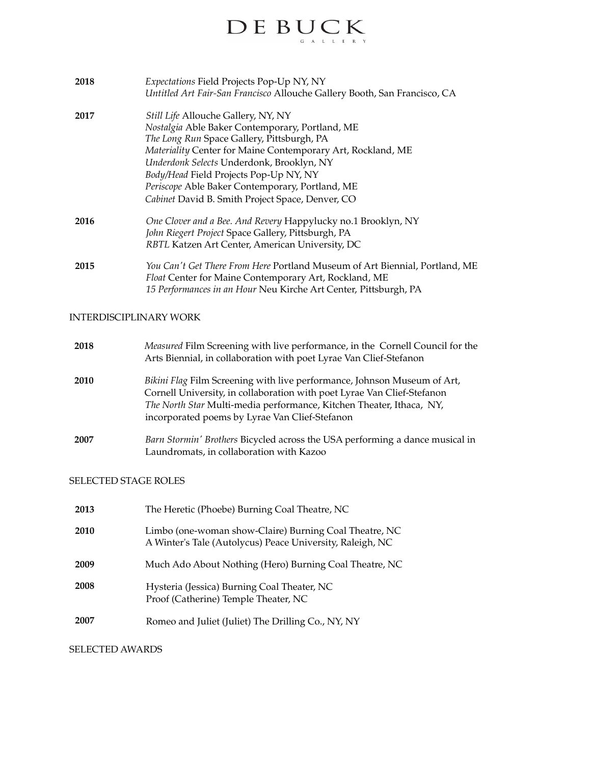**2018** *Expectations* Field Projects Pop-Up NY, NY
*Untitled Art Fair-San Francisco* Allouche Gallery Booth, San Francisco, CA

**2017** *Still Life* Allouche Gallery, NY, NY
*Nostalgia* Able Baker Contemporary, Portland, ME
*The Long Run* Space Gallery, Pittsburgh, PA
*Materiality* Center for Maine Contemporary Art, Rockland, ME
*Underdonk Selects* Underdonk, Brooklyn, NY
*Body/Head* Field Projects Pop-Up NY, NY
*Periscope* Able Baker Contemporary, Portland, ME
*Cabinet* David B. Smith Project Space, Denver, CO

**2016** *One Clover and a Bee. And Revery* Happylucky no.1 Brooklyn, NY
*John Riegert Project* Space Gallery, Pittsburgh, PA
*RBTL* Katzen Art Center, American University, DC

**2015** *You Can't Get There From Here* Portland Museum of Art Biennial, Portland, ME
*Float* Center for Maine Contemporary Art, Rockland, ME
*15 Performances in an Hour* Neu Kirche Art Center, Pittsburgh, PA

## INTERDISCIPLINARY WORK

**2018** *Measured* Film Screening with live performance, in the Cornell Council for the Arts Biennial, in collaboration with poet Lyrae Van Clief-Stefanon

**2010** *Bikini Flag* Film Screening with live performance, Johnson Museum of Art, Cornell University, in collaboration with poet Lyrae Van Clief-Stefanon
*The North Star* Multi-media performance, Kitchen Theater, Ithaca, NY, incorporated poems by Lyrae Van Clief-Stefanon

**2007** *Barn Stormin' Brothers* Bicycled across the USA performing a dance musical in Laundromats, in collaboration with Kazoo

## SELECTED STAGE ROLES

**2013** The Heretic (Phoebe) Burning Coal Theatre, NC

**2010** Limbo (one-woman show-Claire) Burning Coal Theatre, NC
A Winter's Tale (Autolycus) Peace University, Raleigh, NC

**2009** Much Ado About Nothing (Hero) Burning Coal Theatre, NC

**2008** Hysteria (Jessica) Burning Coal Theater, NC
Proof (Catherine) Temple Theater, NC

**2007** Romeo and Juliet (Juliet) The Drilling Co., NY, NY

## SELECTED AWARDS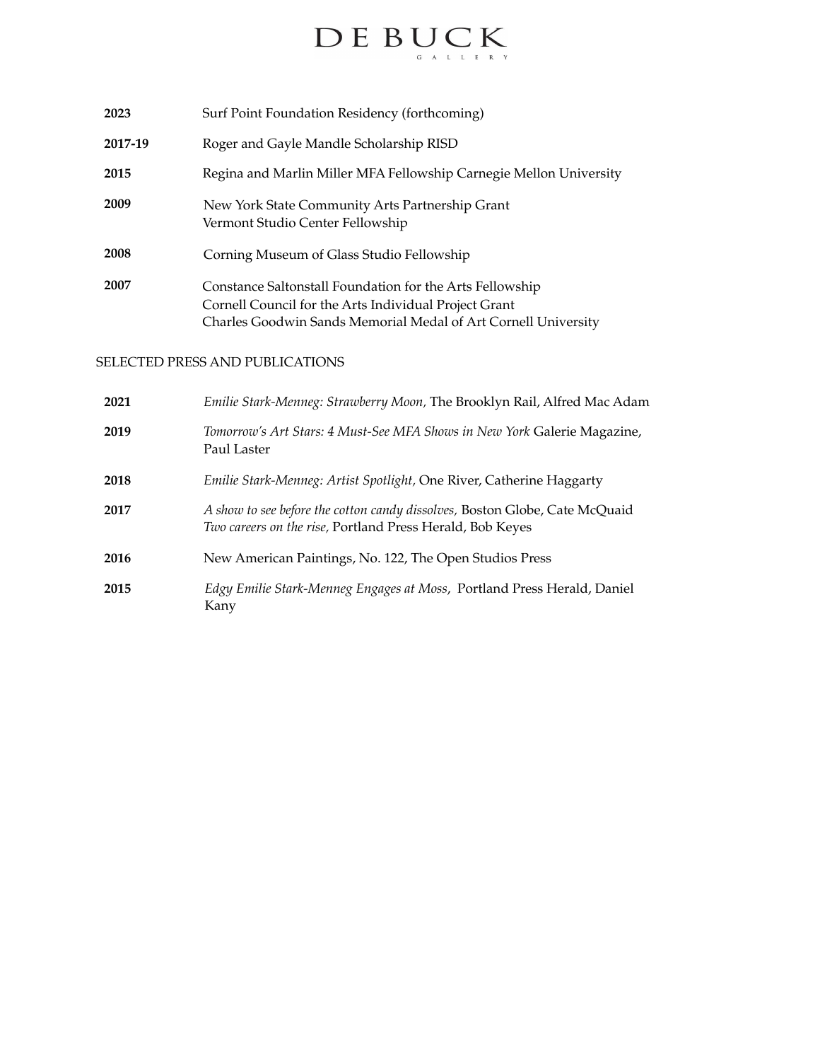| | |
|---|---|
| **2023** | Surf Point Foundation Residency (forthcoming) |
| **2017-19** | Roger and Gayle Mandle Scholarship RISD |
| **2015** | Regina and Marlin Miller MFA Fellowship Carnegie Mellon University |
| **2009** | New York State Community Arts Partnership Grant<br>Vermont Studio Center Fellowship |
| **2008** | Corning Museum of Glass Studio Fellowship |
| **2007** | Constance Saltonstall Foundation for the Arts Fellowship<br>Cornell Council for the Arts Individual Project Grant<br>Charles Goodwin Sands Memorial Medal of Art Cornell University |

SELECTED PRESS AND PUBLICATIONS

| | |
|---|---|
| **2021** | *Emilie Stark-Menneg: Strawberry Moon,* The Brooklyn Rail, Alfred Mac Adam |
| **2019** | *Tomorrow's Art Stars: 4 Must-See MFA Shows in New York* Galerie Magazine, Paul Laster |
| **2018** | *Emilie Stark-Menneg: Artist Spotlight,* One River, Catherine Haggarty |
| **2017** | *A show to see before the cotton candy dissolves,* Boston Globe, Cate McQuaid<br>*Two careers on the rise,* Portland Press Herald, Bob Keyes |
| **2016** | New American Paintings, No. 122, The Open Studios Press |
| **2015** | *Edgy Emilie Stark-Menneg Engages at Moss*, Portland Press Herald, Daniel Kany |